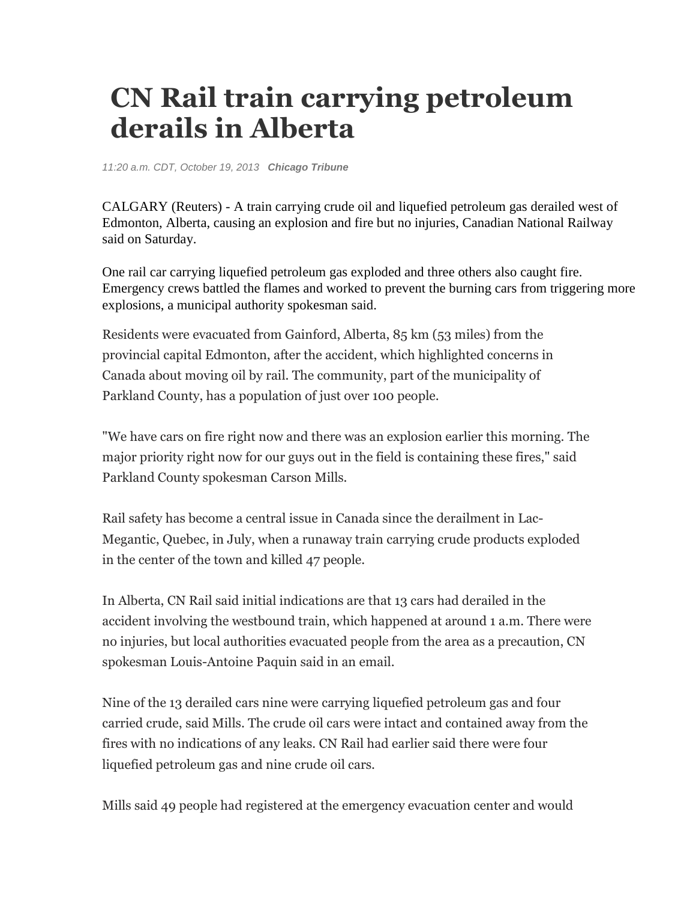# CN Rail train carrying petroleum derails in Alberta

*11:20 a.m. CDT, October 19, 2013* ***Chicago Tribune***

CALGARY (Reuters) - A train carrying crude oil and liquefied petroleum gas derailed west of Edmonton, Alberta, causing an explosion and fire but no injuries, Canadian National Railway said on Saturday.

One rail car carrying liquefied petroleum gas exploded and three others also caught fire. Emergency crews battled the flames and worked to prevent the burning cars from triggering more explosions, a municipal authority spokesman said.

Residents were evacuated from Gainford, Alberta, 85 km (53 miles) from the provincial capital Edmonton, after the accident, which highlighted concerns in Canada about moving oil by rail. The community, part of the municipality of Parkland County, has a population of just over 100 people.

"We have cars on fire right now and there was an explosion earlier this morning. The major priority right now for our guys out in the field is containing these fires," said Parkland County spokesman Carson Mills.

Rail safety has become a central issue in Canada since the derailment in Lac-Megantic, Quebec, in July, when a runaway train carrying crude products exploded in the center of the town and killed 47 people.

In Alberta, CN Rail said initial indications are that 13 cars had derailed in the accident involving the westbound train, which happened at around 1 a.m. There were no injuries, but local authorities evacuated people from the area as a precaution, CN spokesman Louis-Antoine Paquin said in an email.

Nine of the 13 derailed cars nine were carrying liquefied petroleum gas and four carried crude, said Mills. The crude oil cars were intact and contained away from the fires with no indications of any leaks. CN Rail had earlier said there were four liquefied petroleum gas and nine crude oil cars.

Mills said 49 people had registered at the emergency evacuation center and would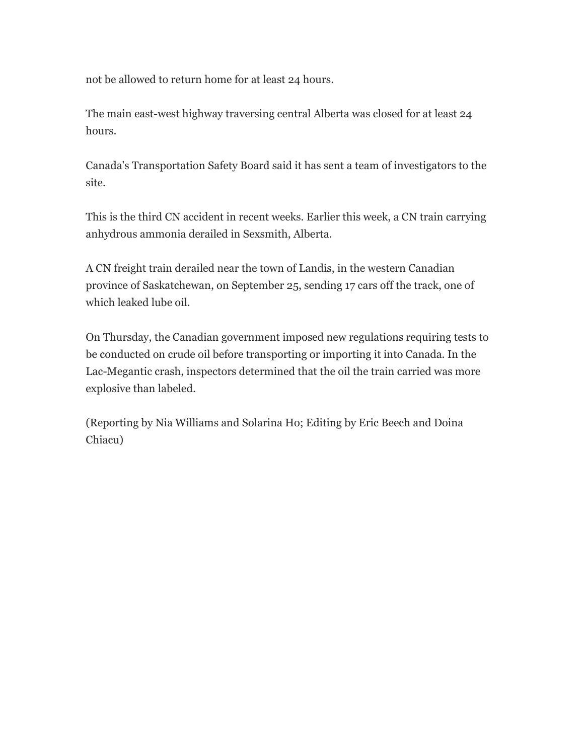not be allowed to return home for at least 24 hours.

The main east-west highway traversing central Alberta was closed for at least 24 hours.

Canada's Transportation Safety Board said it has sent a team of investigators to the site.

This is the third CN accident in recent weeks. Earlier this week, a CN train carrying anhydrous ammonia derailed in Sexsmith, Alberta.

A CN freight train derailed near the town of Landis, in the western Canadian province of Saskatchewan, on September 25, sending 17 cars off the track, one of which leaked lube oil.

On Thursday, the Canadian government imposed new regulations requiring tests to be conducted on crude oil before transporting or importing it into Canada. In the Lac-Megantic crash, inspectors determined that the oil the train carried was more explosive than labeled.

(Reporting by Nia Williams and Solarina Ho; Editing by Eric Beech and Doina Chiacu)